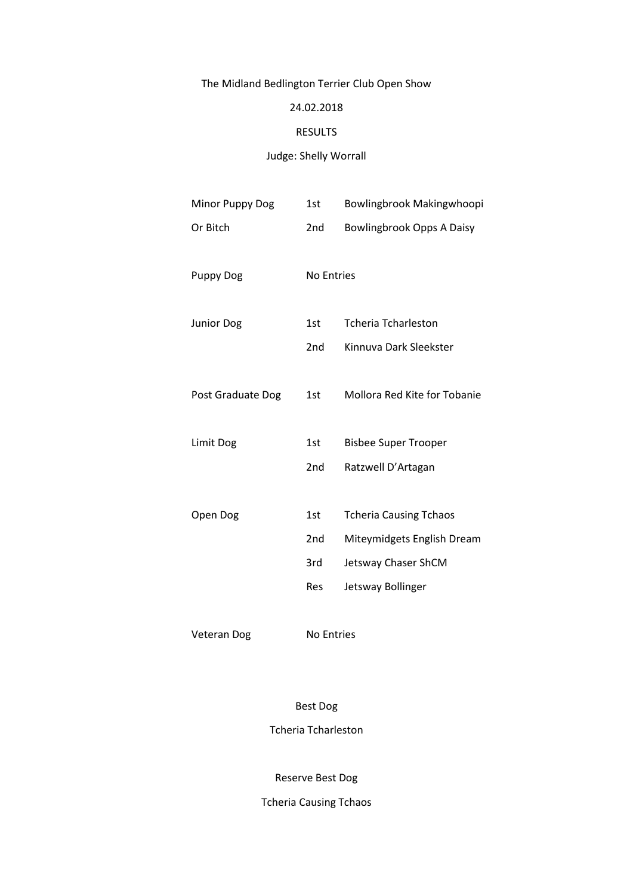The Midland Bedlington Terrier Club Open Show

24.02.2018

RESULTS

Judge: Shelly Worrall

| | | |
|---|---|---|
| Minor Puppy Dog | 1st | Bowlingbrook Makingwhoopi |
| Or Bitch | 2nd | Bowlingbrook Opps A Daisy |
| | | |
| Puppy Dog | No Entries | |
| | | |
| Junior Dog | 1st | Tcheria Tcharleston |
| | 2nd | Kinnuva Dark Sleekster |
| | | |
| Post Graduate Dog | 1st | Mollora Red Kite for Tobanie |
| | | |
| Limit Dog | 1st | Bisbee Super Trooper |
| | 2nd | Ratzwell D'Artagan |
| | | |
| Open Dog | 1st | Tcheria Causing Tchaos |
| | 2nd | Miteymidgets English Dream |
| | 3rd | Jetsway Chaser ShCM |
| | Res | Jetsway Bollinger |
| | | |
| Veteran Dog | No Entries | |

Best Dog

Tcheria Tcharleston

Reserve Best Dog

Tcheria Causing Tchaos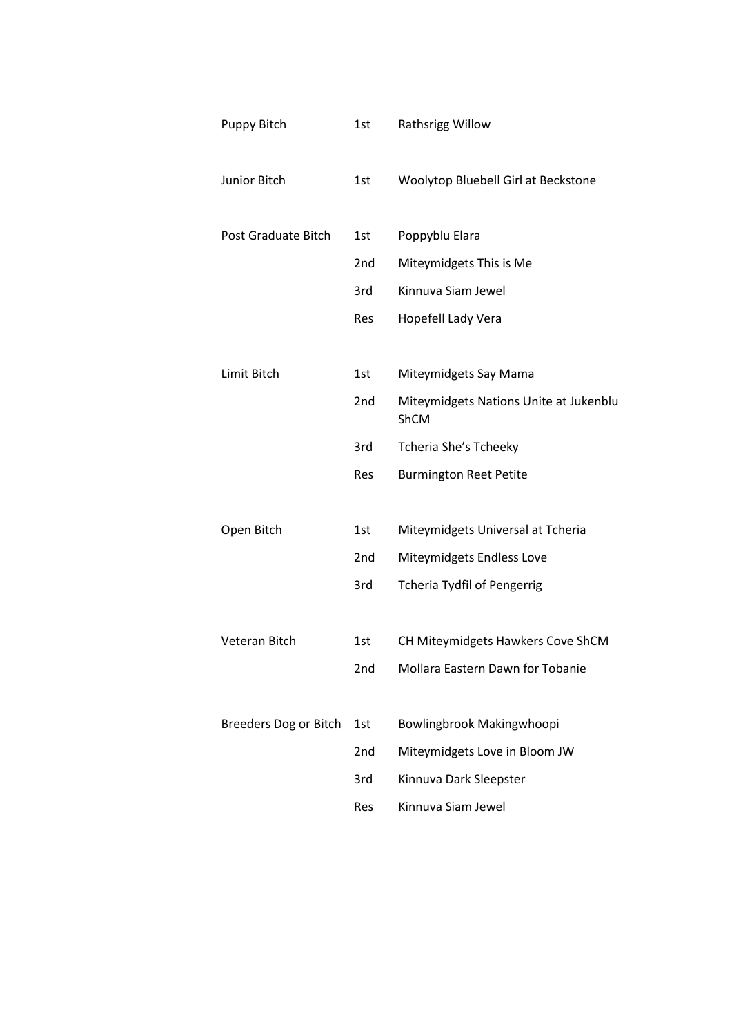| Class | Place | Name |
|---|---|---|
| Puppy Bitch | 1st | Rathsrigg Willow |
| Junior Bitch | 1st | Woolytop Bluebell Girl at Beckstone |
| Post Graduate Bitch | 1st | Poppyblu Elara |
| | 2nd | Miteymidgets This is Me |
| | 3rd | Kinnuva Siam Jewel |
| | Res | Hopefell Lady Vera |
| Limit Bitch | 1st | Miteymidgets Say Mama |
| | 2nd | Miteymidgets Nations Unite at Jukenblu ShCM |
| | 3rd | Tcheria She's Tcheeky |
| | Res | Burmington Reet Petite |
| Open Bitch | 1st | Miteymidgets Universal at Tcheria |
| | 2nd | Miteymidgets Endless Love |
| | 3rd | Tcheria Tydfil of Pengerrig |
| Veteran Bitch | 1st | CH Miteymidgets Hawkers Cove ShCM |
| | 2nd | Mollara Eastern Dawn for Tobanie |
| Breeders Dog or Bitch | 1st | Bowlingbrook Makingwhoopi |
| | 2nd | Miteymidgets Love in Bloom JW |
| | 3rd | Kinnuva Dark Sleepster |
| | Res | Kinnuva Siam Jewel |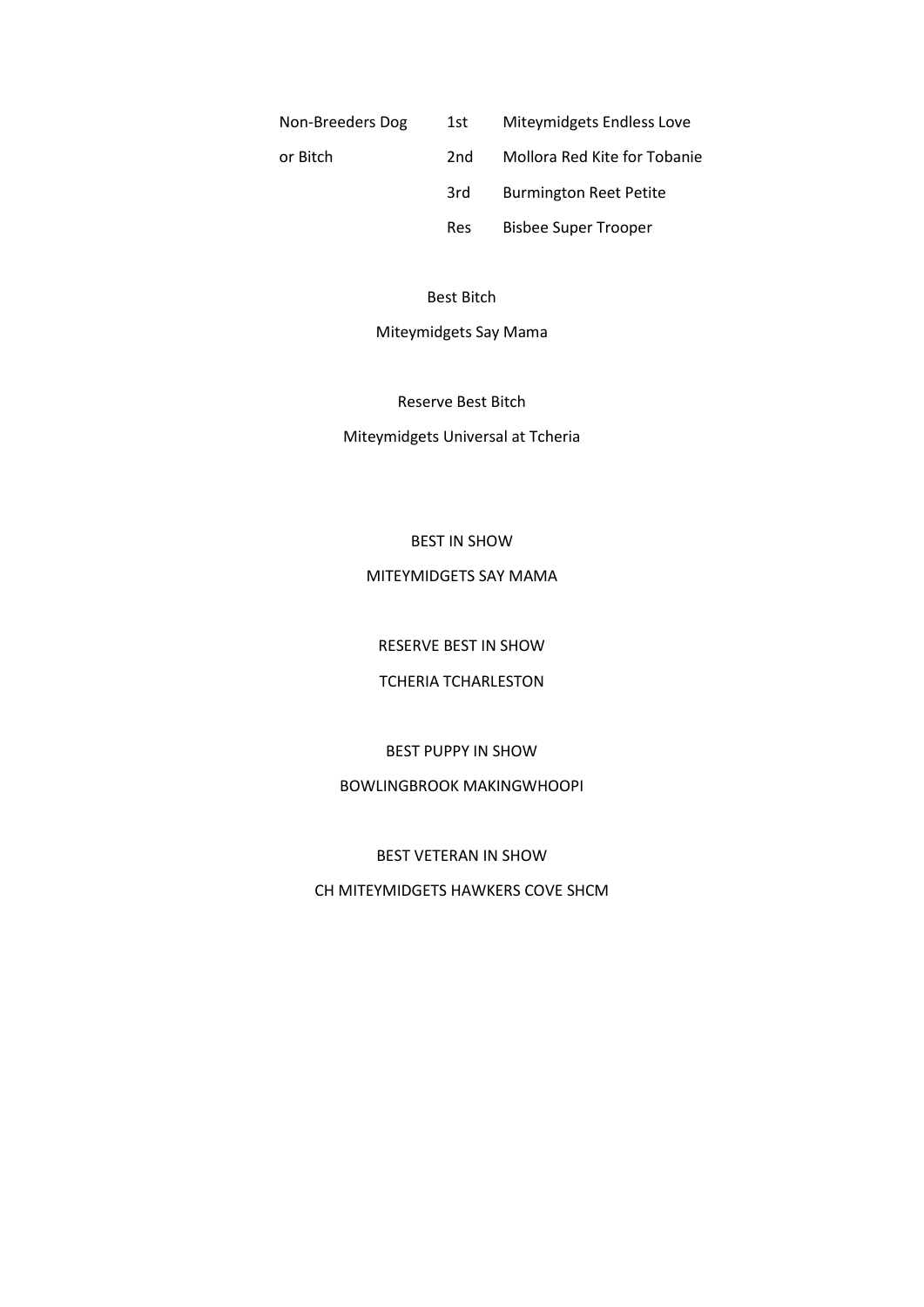| | | |
|---|---|---|
| Non-Breeders Dog or Bitch | 1st | Miteymidgets Endless Love |
| | 2nd | Mollora Red Kite for Tobanie |
| | 3rd | Burmington Reet Petite |
| | Res | Bisbee Super Trooper |

Best Bitch

Miteymidgets Say Mama

Reserve Best Bitch

Miteymidgets Universal at Tcheria

BEST IN SHOW

MITEYMIDGETS SAY MAMA

RESERVE BEST IN SHOW

TCHERIA TCHARLESTON

BEST PUPPY IN SHOW

BOWLINGBROOK MAKINGWHOOPI

BEST VETERAN IN SHOW

CH MITEYMIDGETS HAWKERS COVE SHCM